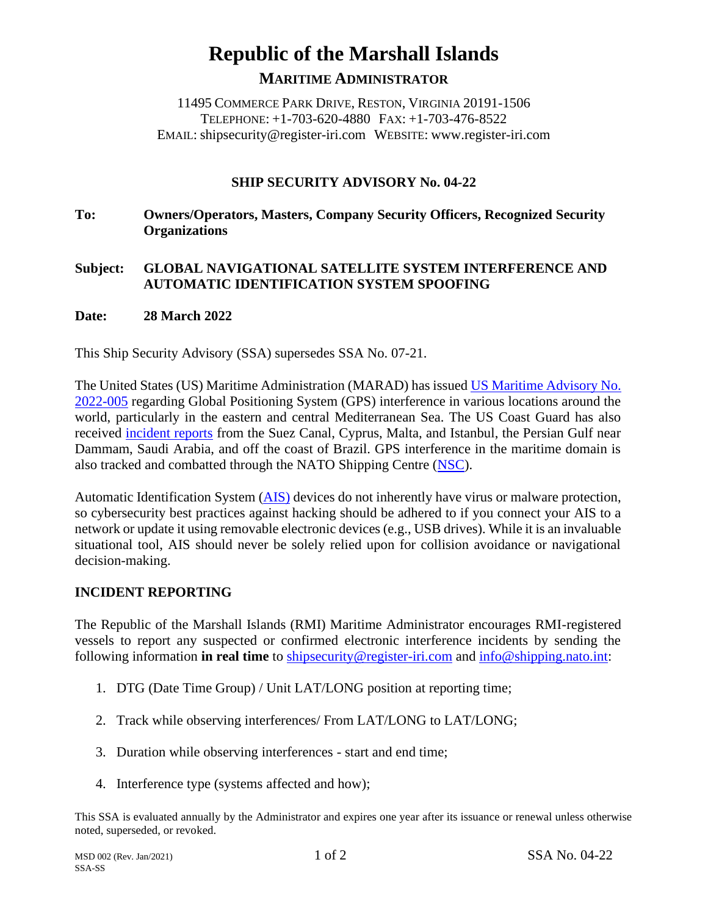# Republic of the Marshall Islands

## MARITIME ADMINISTRATOR

11495 COMMERCE PARK DRIVE, RESTON, VIRGINIA 20191-1506
TELEPHONE: +1-703-620-4880 FAX: +1-703-476-8522
EMAIL: shipsecurity@register-iri.com WEBSITE: www.register-iri.com

### SHIP SECURITY ADVISORY No. 04-22

**To:** **Owners/Operators, Masters, Company Security Officers, Recognized Security Organizations**

**Subject:** **GLOBAL NAVIGATIONAL SATELLITE SYSTEM INTERFERENCE AND AUTOMATIC IDENTIFICATION SYSTEM SPOOFING**

**Date:** **28 March 2022**

This Ship Security Advisory (SSA) supersedes SSA No. 07-21.

The United States (US) Maritime Administration (MARAD) has issued US Maritime Advisory No. 2022-005 regarding Global Positioning System (GPS) interference in various locations around the world, particularly in the eastern and central Mediterranean Sea. The US Coast Guard has also received incident reports from the Suez Canal, Cyprus, Malta, and Istanbul, the Persian Gulf near Dammam, Saudi Arabia, and off the coast of Brazil. GPS interference in the maritime domain is also tracked and combatted through the NATO Shipping Centre (NSC).

Automatic Identification System (AIS) devices do not inherently have virus or malware protection, so cybersecurity best practices against hacking should be adhered to if you connect your AIS to a network or update it using removable electronic devices (e.g., USB drives). While it is an invaluable situational tool, AIS should never be solely relied upon for collision avoidance or navigational decision-making.

### INCIDENT REPORTING

The Republic of the Marshall Islands (RMI) Maritime Administrator encourages RMI-registered vessels to report any suspected or confirmed electronic interference incidents by sending the following information **in real time** to shipsecurity@register-iri.com and info@shipping.nato.int:

1. DTG (Date Time Group) / Unit LAT/LONG position at reporting time;
2. Track while observing interferences/ From LAT/LONG to LAT/LONG;
3. Duration while observing interferences - start and end time;
4. Interference type (systems affected and how);

This SSA is evaluated annually by the Administrator and expires one year after its issuance or renewal unless otherwise noted, superseded, or revoked.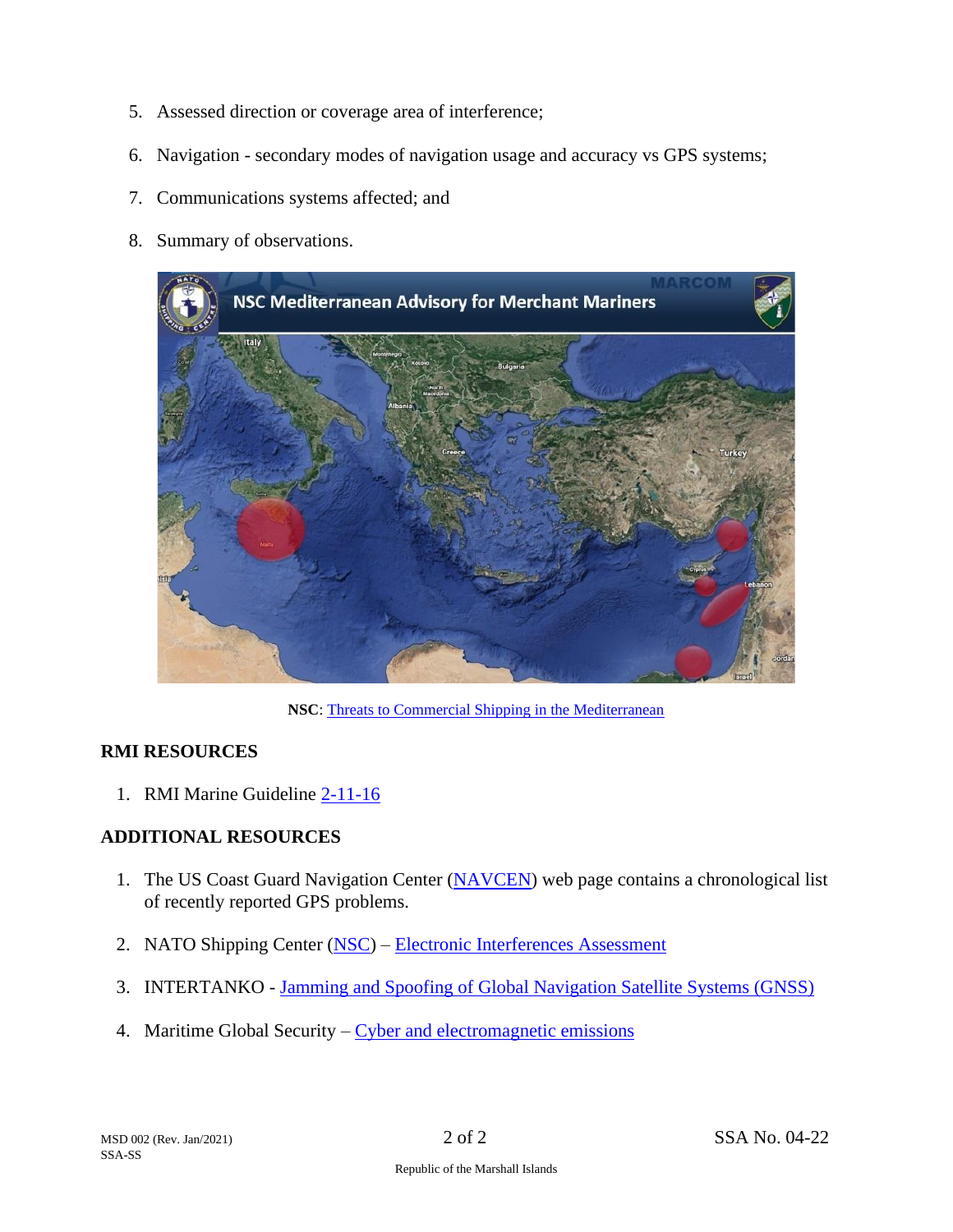5. Assessed direction or coverage area of interference;
6. Navigation - secondary modes of navigation usage and accuracy vs GPS systems;
7. Communications systems affected; and
8. Summary of observations.

**NSC**: Threats to Commercial Shipping in the Mediterranean

## RMI RESOURCES

1. RMI Marine Guideline 2-11-16

## ADDITIONAL RESOURCES

1. The US Coast Guard Navigation Center (NAVCEN) web page contains a chronological list of recently reported GPS problems.
2. NATO Shipping Center (NSC) – Electronic Interferences Assessment
3. INTERTANKO - Jamming and Spoofing of Global Navigation Satellite Systems (GNSS)
4. Maritime Global Security – Cyber and electromagnetic emissions